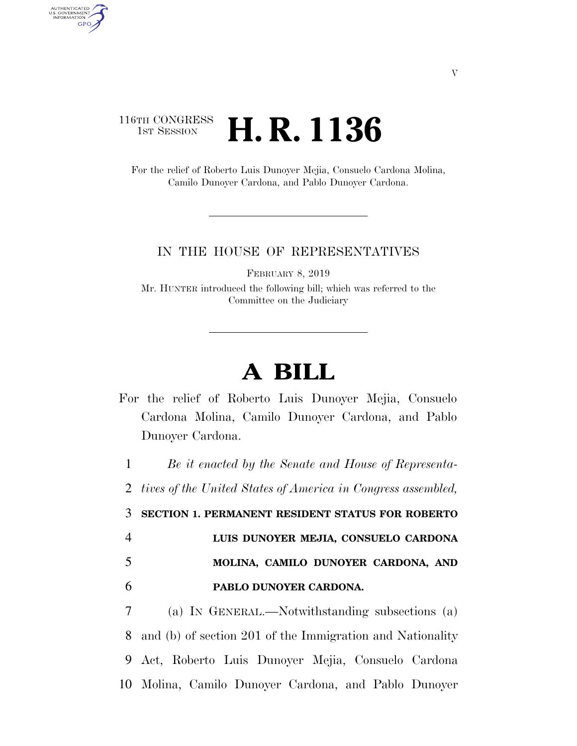116TH CONGRESS
1ST SESSION

# H. R. 1136

For the relief of Roberto Luis Dunoyer Mejia, Consuelo Cardona Molina, Camilo Dunoyer Cardona, and Pablo Dunoyer Cardona.

---

IN THE HOUSE OF REPRESENTATIVES

FEBRUARY 8, 2019

Mr. HUNTER introduced the following bill; which was referred to the Committee on the Judiciary

---

# A BILL

For the relief of Roberto Luis Dunoyer Mejia, Consuelo Cardona Molina, Camilo Dunoyer Cardona, and Pablo Dunoyer Cardona.

1 *Be it enacted by the Senate and House of Representa-*
2 *tives of the United States of America in Congress assembled,*

3 **SECTION 1. PERMANENT RESIDENT STATUS FOR ROBERTO**
4 **LUIS DUNOYER MEJIA, CONSUELO CARDONA**
5 **MOLINA, CAMILO DUNOYER CARDONA, AND**
6 **PABLO DUNOYER CARDONA.**

7 (a) IN GENERAL.—Notwithstanding subsections (a)
8 and (b) of section 201 of the Immigration and Nationality
9 Act, Roberto Luis Dunoyer Mejia, Consuelo Cardona
10 Molina, Camilo Dunoyer Cardona, and Pablo Dunoyer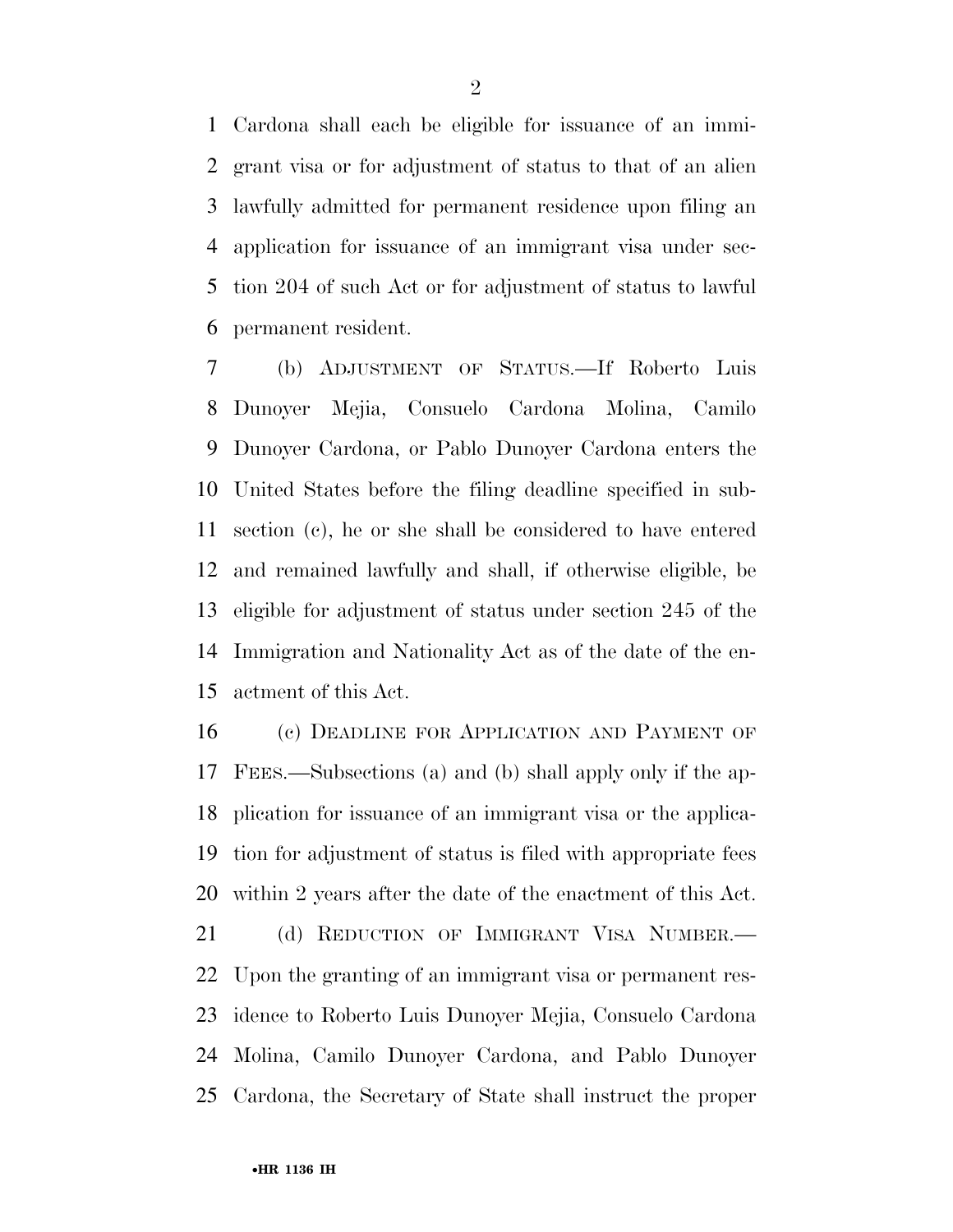Cardona shall each be eligible for issuance of an immigrant visa or for adjustment of status to that of an alien lawfully admitted for permanent residence upon filing an application for issuance of an immigrant visa under section 204 of such Act or for adjustment of status to lawful permanent resident.

(b) ADJUSTMENT OF STATUS.—If Roberto Luis Dunoyer Mejia, Consuelo Cardona Molina, Camilo Dunoyer Cardona, or Pablo Dunoyer Cardona enters the United States before the filing deadline specified in subsection (c), he or she shall be considered to have entered and remained lawfully and shall, if otherwise eligible, be eligible for adjustment of status under section 245 of the Immigration and Nationality Act as of the date of the enactment of this Act.

(c) DEADLINE FOR APPLICATION AND PAYMENT OF FEES.—Subsections (a) and (b) shall apply only if the application for issuance of an immigrant visa or the application for adjustment of status is filed with appropriate fees within 2 years after the date of the enactment of this Act.

(d) REDUCTION OF IMMIGRANT VISA NUMBER.—Upon the granting of an immigrant visa or permanent residence to Roberto Luis Dunoyer Mejia, Consuelo Cardona Molina, Camilo Dunoyer Cardona, and Pablo Dunoyer Cardona, the Secretary of State shall instruct the proper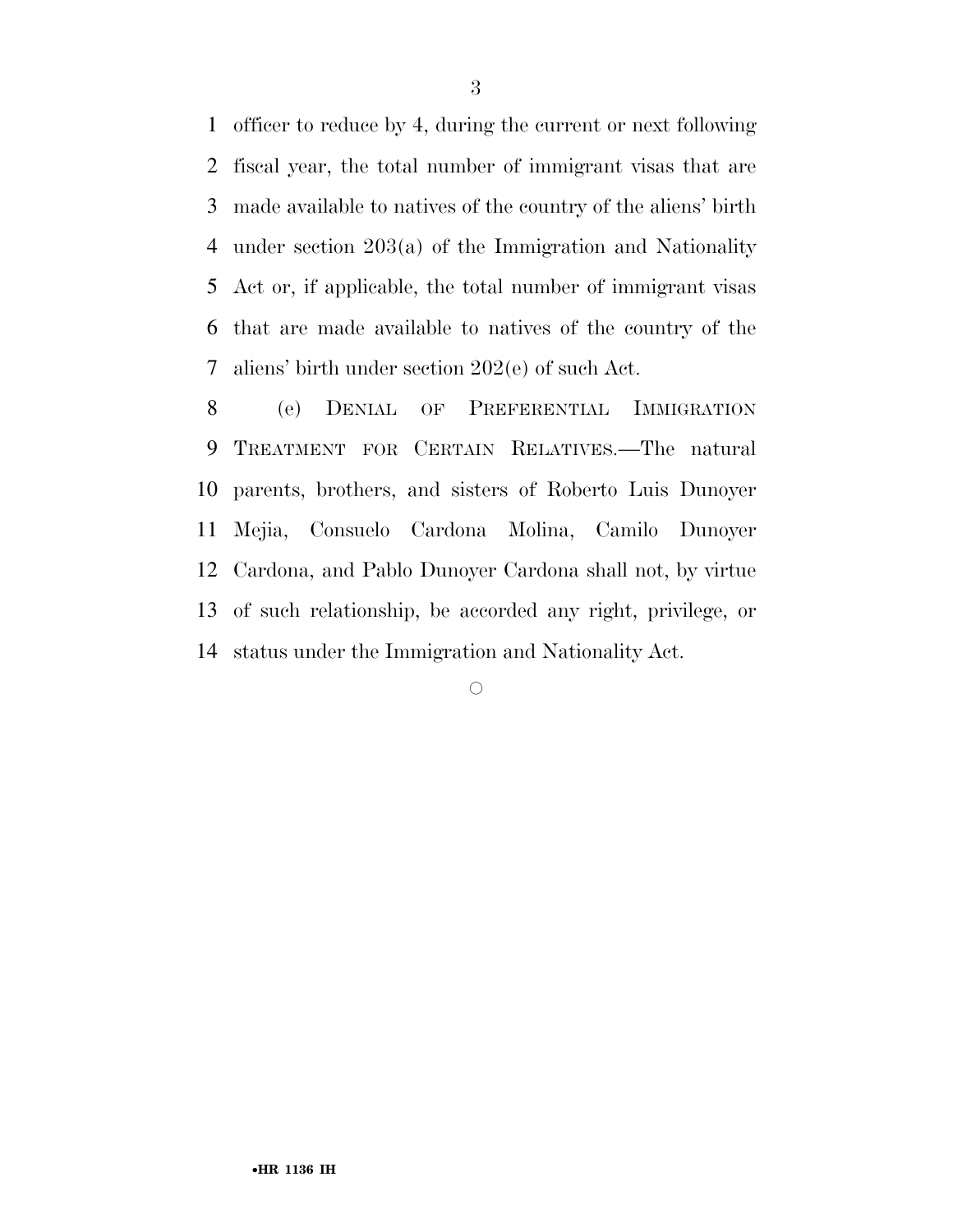officer to reduce by 4, during the current or next following fiscal year, the total number of immigrant visas that are made available to natives of the country of the aliens' birth under section 203(a) of the Immigration and Nationality Act or, if applicable, the total number of immigrant visas that are made available to natives of the country of the aliens' birth under section 202(e) of such Act.

(e) DENIAL OF PREFERENTIAL IMMIGRATION TREATMENT FOR CERTAIN RELATIVES.—The natural parents, brothers, and sisters of Roberto Luis Dunoyer Mejia, Consuelo Cardona Molina, Camilo Dunoyer Cardona, and Pablo Dunoyer Cardona shall not, by virtue of such relationship, be accorded any right, privilege, or status under the Immigration and Nationality Act.

○